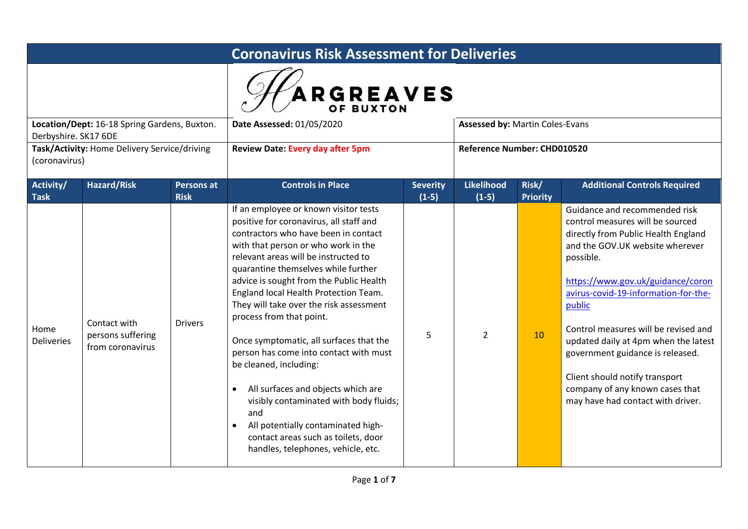# Coronavirus Risk Assessment for Deliveries

HARGREAVES OF BUXTON

| | | |
|---|---|---|
| **Location/Dept:** 16-18 Spring Gardens, Buxton. Derbyshire. SK17 6DE | **Date Assessed:** 01/05/2020 | **Assessed by:** Martin Coles-Evans |
| **Task/Activity:** Home Delivery Service/driving (coronavirus) | **Review Date:** Every day after 5pm | **Reference Number: CHD010520** |

| Activity/ Task | Hazard/Risk | Persons at Risk | Controls in Place | Severity (1-5) | Likelihood (1-5) | Risk/ Priority | Additional Controls Required |
|---|---|---|---|---|---|---|---|
| Home Deliveries | Contact with persons suffering from coronavirus | Drivers | If an employee or known visitor tests positive for coronavirus, all staff and contractors who have been in contact with that person or who work in the relevant areas will be instructed to quarantine themselves while further advice is sought from the Public Health England local Health Protection Team. They will take over the risk assessment process from that point.<br><br>Once symptomatic, all surfaces that the person has come into contact with must be cleaned, including:<br><br>• All surfaces and objects which are visibly contaminated with body fluids; and<br>• All potentially contaminated high-contact areas such as toilets, door handles, telephones, vehicle, etc. | 5 | 2 | 10 | Guidance and recommended risk control measures will be sourced directly from Public Health England and the GOV.UK website wherever possible.<br><br>https://www.gov.uk/guidance/coronavirus-covid-19-information-for-the-public<br><br>Control measures will be revised and updated daily at 4pm when the latest government guidance is released.<br><br>Client should notify transport company of any known cases that may have had contact with driver. |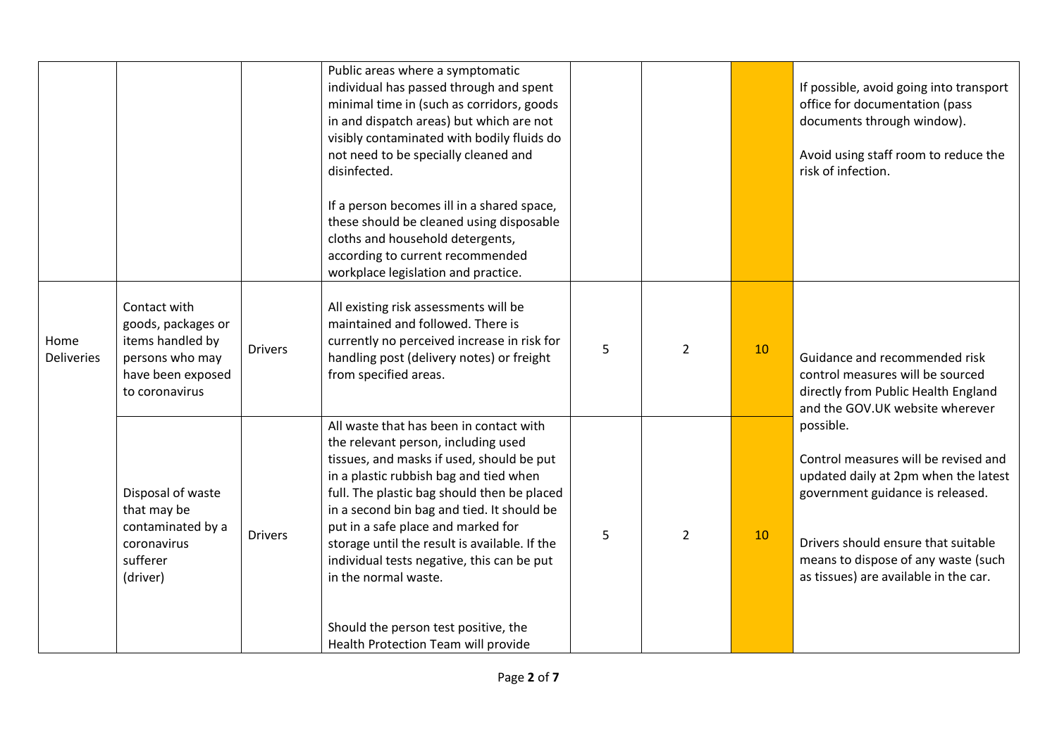|  |  |  | Public areas where a symptomatic individual has passed through and spent minimal time in (such as corridors, goods in and dispatch areas) but which are not visibly contaminated with bodily fluids do not need to be specially cleaned and disinfected.<br><br>If a person becomes ill in a shared space, these should be cleaned using disposable cloths and household detergents, according to current recommended workplace legislation and practice. |  |  |  | If possible, avoid going into transport office for documentation (pass documents through window).<br><br>Avoid using staff room to reduce the risk of infection. |
|---|---|---|---|---|---|---|---|
| Home Deliveries | Contact with goods, packages or items handled by persons who may have been exposed to coronavirus | Drivers | All existing risk assessments will be maintained and followed. There is currently no perceived increase in risk for handling post (delivery notes) or freight from specified areas. | 5 | 2 | 10 | Guidance and recommended risk control measures will be sourced directly from Public Health England and the GOV.UK website wherever possible.<br><br>Control measures will be revised and updated daily at 2pm when the latest government guidance is released.<br><br>Drivers should ensure that suitable means to dispose of any waste (such as tissues) are available in the car. |
|  | Disposal of waste that may be contaminated by a coronavirus sufferer (driver) | Drivers | All waste that has been in contact with the relevant person, including used tissues, and masks if used, should be put in a plastic rubbish bag and tied when full. The plastic bag should then be placed in a second bin bag and tied. It should be put in a safe place and marked for storage until the result is available. If the individual tests negative, this can be put in the normal waste.<br><br>Should the person test positive, the Health Protection Team will provide | 5 | 2 | 10 |  |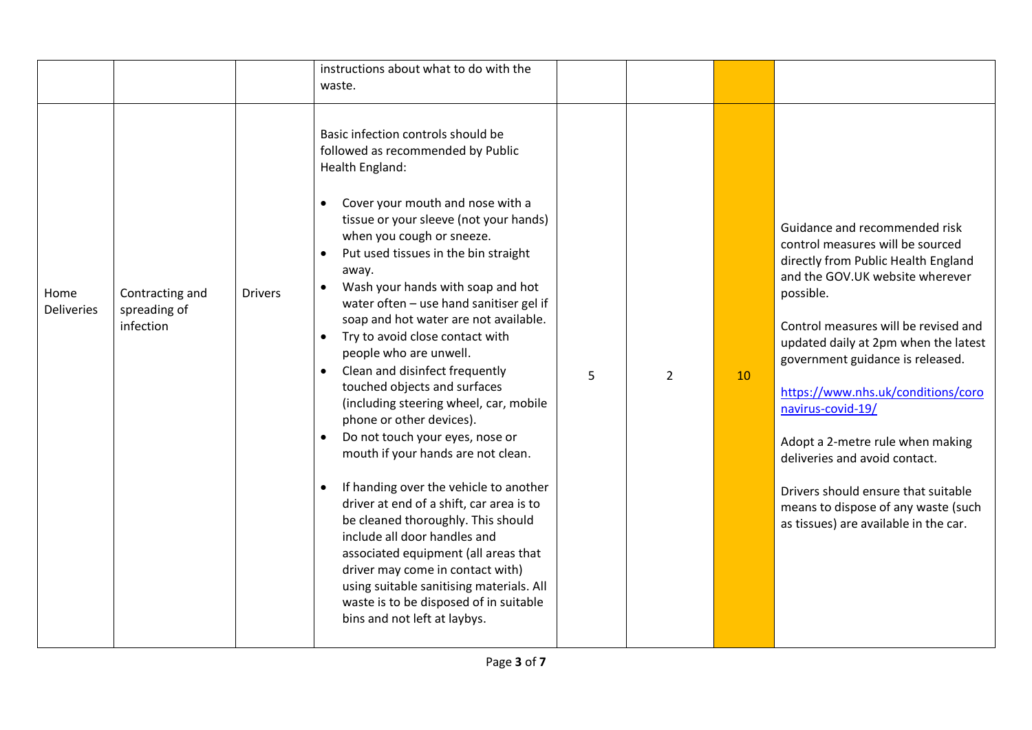| | | | | | | | |
|---|---|---|---|---|---|---|---|
| | | | instructions about what to do with the waste. | | | | |
| Home Deliveries | Contracting and spreading of infection | Drivers | Basic infection controls should be followed as recommended by Public Health England:<br><br>• Cover your mouth and nose with a tissue or your sleeve (not your hands) when you cough or sneeze.<br>• Put used tissues in the bin straight away.<br>• Wash your hands with soap and hot water often – use hand sanitiser gel if soap and hot water are not available.<br>• Try to avoid close contact with people who are unwell.<br>• Clean and disinfect frequently touched objects and surfaces (including steering wheel, car, mobile phone or other devices).<br>• Do not touch your eyes, nose or mouth if your hands are not clean.<br><br>• If handing over the vehicle to another driver at end of a shift, car area is to be cleaned thoroughly. This should include all door handles and associated equipment (all areas that driver may come in contact with) using suitable sanitising materials. All waste is to be disposed of in suitable bins and not left at laybys. | 5 | 2 | 10 | Guidance and recommended risk control measures will be sourced directly from Public Health England and the GOV.UK website wherever possible.<br><br>Control measures will be revised and updated daily at 2pm when the latest government guidance is released.<br><br>https://www.nhs.uk/conditions/coronavirus-covid-19/<br><br>Adopt a 2-metre rule when making deliveries and avoid contact.<br><br>Drivers should ensure that suitable means to dispose of any waste (such as tissues) are available in the car. |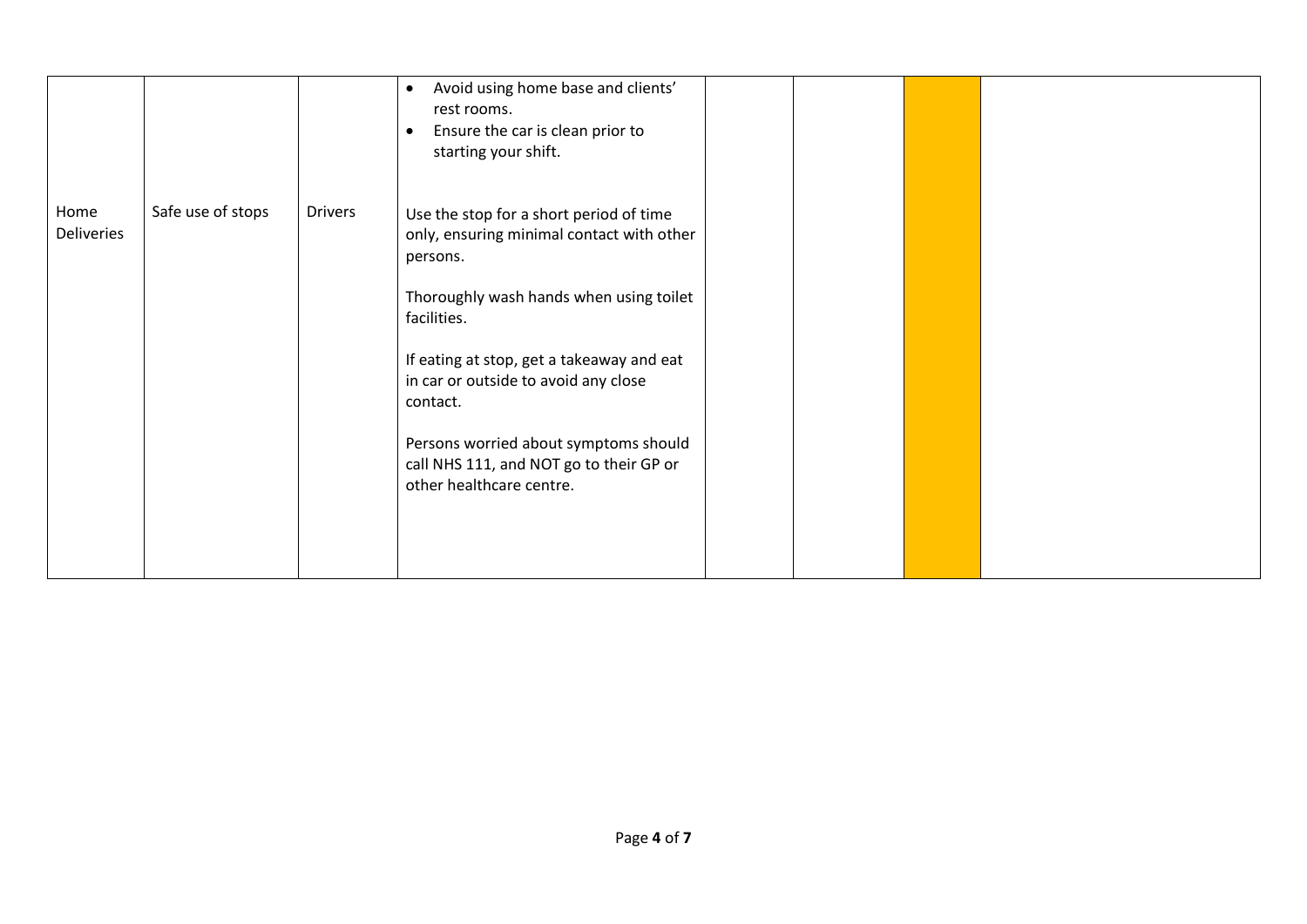| | | | | | | | |
|---|---|---|---|---|---|---|---|
| | | | • Avoid using home base and clients' rest rooms.<br>• Ensure the car is clean prior to starting your shift. | | | | |
| Home Deliveries | Safe use of stops | Drivers | Use the stop for a short period of time only, ensuring minimal contact with other persons.<br><br>Thoroughly wash hands when using toilet facilities.<br><br>If eating at stop, get a takeaway and eat in car or outside to avoid any close contact.<br><br>Persons worried about symptoms should call NHS 111, and NOT go to their GP or other healthcare centre. | | | | |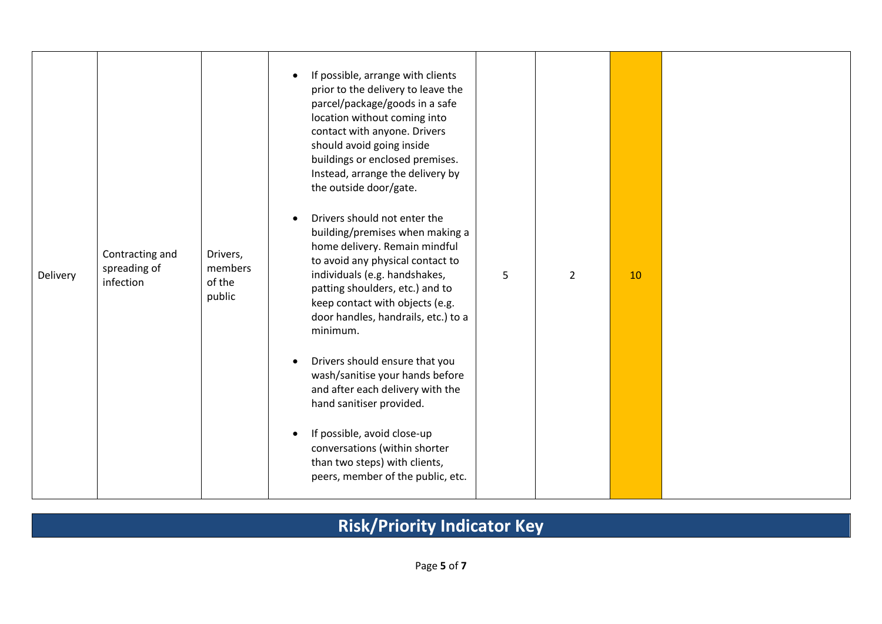| | | | | | | | |
|---|---|---|---|---|---|---|---|
| Delivery | Contracting and spreading of infection | Drivers, members of the public | <ul><li>If possible, arrange with clients prior to the delivery to leave the parcel/package/goods in a safe location without coming into contact with anyone. Drivers should avoid going inside buildings or enclosed premises. Instead, arrange the delivery by the outside door/gate.</li><li>Drivers should not enter the building/premises when making a home delivery. Remain mindful to avoid any physical contact to individuals (e.g. handshakes, patting shoulders, etc.) and to keep contact with objects (e.g. door handles, handrails, etc.) to a minimum.</li><li>Drivers should ensure that you wash/sanitise your hands before and after each delivery with the hand sanitiser provided.</li><li>If possible, avoid close-up conversations (within shorter than two steps) with clients, peers, member of the public, etc.</li></ul> | 5 | 2 | 10 | |

## Risk/Priority Indicator Key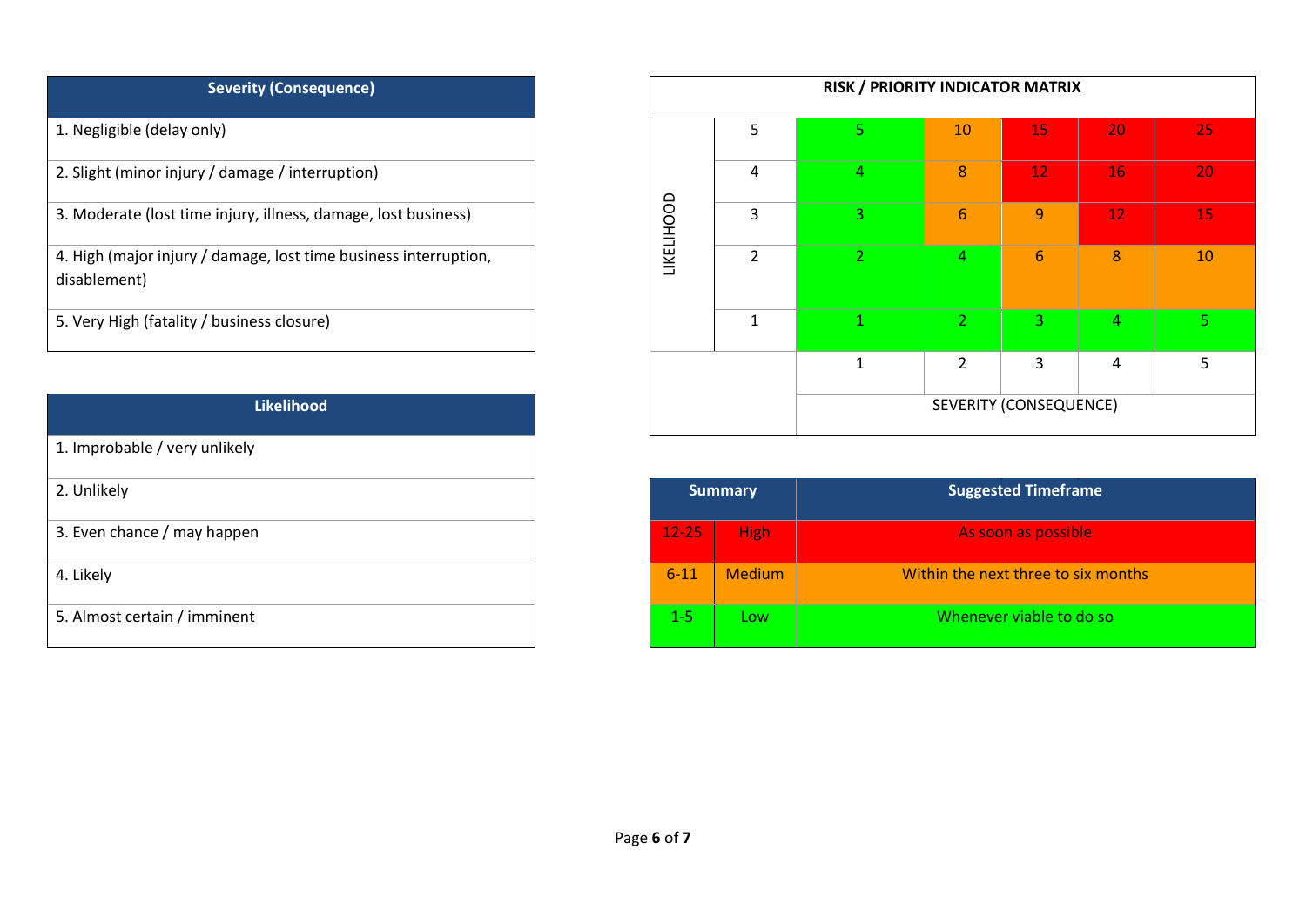| Severity (Consequence) |
| --- |
| 1. Negligible (delay only) |
| 2. Slight (minor injury / damage / interruption) |
| 3. Moderate (lost time injury, illness, damage, lost business) |
| 4. High (major injury / damage, lost time business interruption, disablement) |
| 5. Very High (fatality / business closure) |

| Likelihood |
| --- |
| 1. Improbable / very unlikely |
| 2. Unlikely |
| 3. Even chance / may happen |
| 4. Likely |
| 5. Almost certain / imminent |

**RISK / PRIORITY INDICATOR MATRIX**

| LIKELIHOOD | | | | | | |
| --- | --- | --- | --- | --- | --- | --- |
| | 5 | 5 | 10 | 15 | 20 | 25 |
| | 4 | 4 | 8 | 12 | 16 | 20 |
| | 3 | 3 | 6 | 9 | 12 | 15 |
| | 2 | 2 | 4 | 6 | 8 | 10 |
| | 1 | 1 | 2 | 3 | 4 | 5 |
| | | 1 | 2 | 3 | 4 | 5 |
| | | SEVERITY (CONSEQUENCE) | | | | |

| Summary | | Suggested Timeframe |
| --- | --- | --- |
| 12-25 | High | As soon as possible |
| 6-11 | Medium | Within the next three to six months |
| 1-5 | Low | Whenever viable to do so |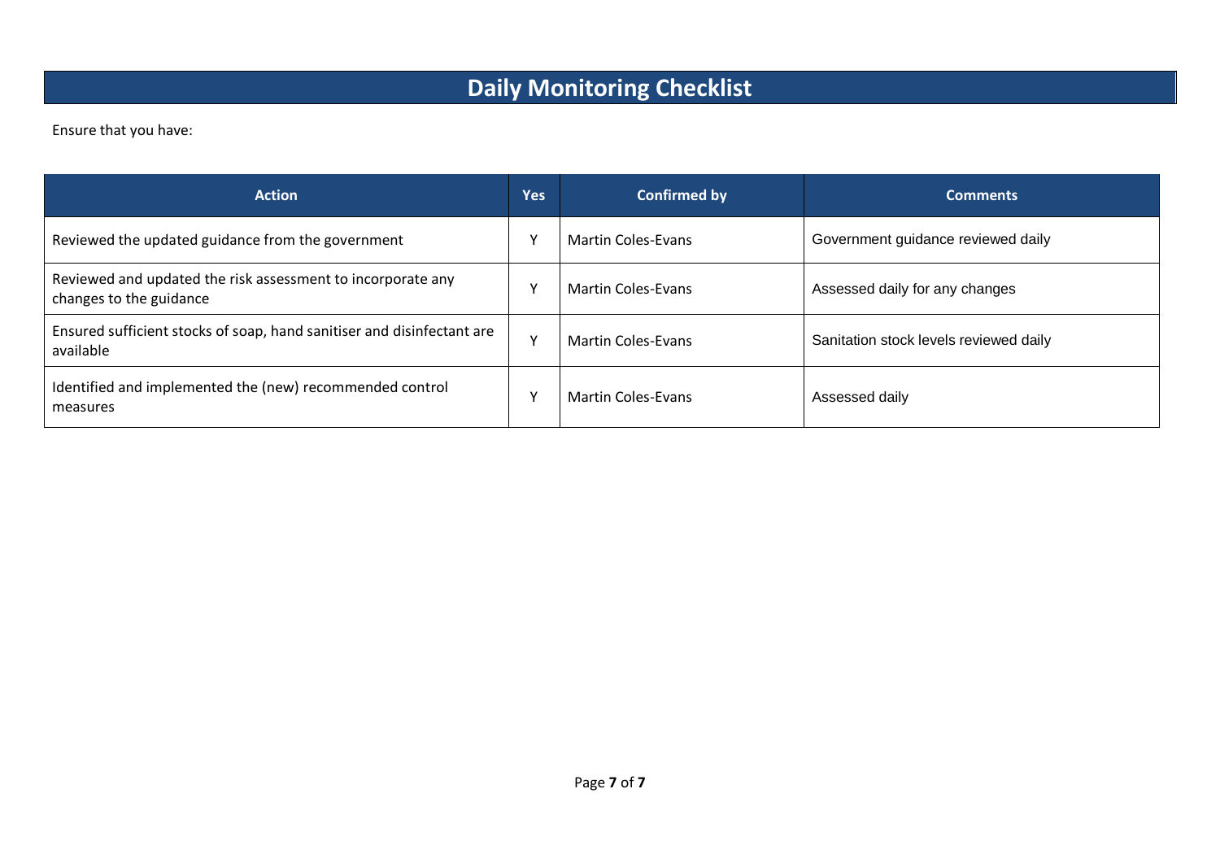# Daily Monitoring Checklist

Ensure that you have:

| Action | Yes | Confirmed by | Comments |
|---|---|---|---|
| Reviewed the updated guidance from the government | Y | Martin Coles-Evans | Government guidance reviewed daily |
| Reviewed and updated the risk assessment to incorporate any changes to the guidance | Y | Martin Coles-Evans | Assessed daily for any changes |
| Ensured sufficient stocks of soap, hand sanitiser and disinfectant are available | Y | Martin Coles-Evans | Sanitation stock levels reviewed daily |
| Identified and implemented the (new) recommended control measures | Y | Martin Coles-Evans | Assessed daily |